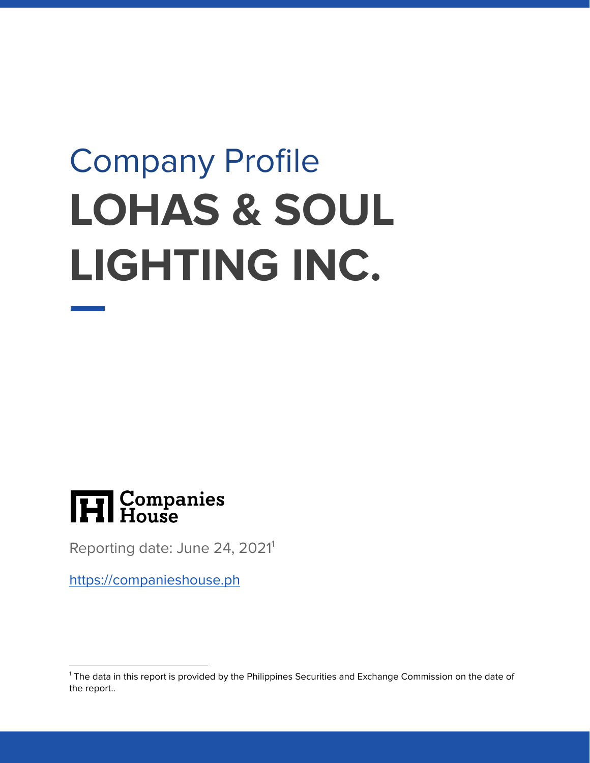Company Profile

# LOHAS & SOUL LIGHTING INC.

Companies House

Reporting date: June 24, 2021[1]

https://companieshouse.ph

[1] The data in this report is provided by the Philippines Securities and Exchange Commission on the date of the report..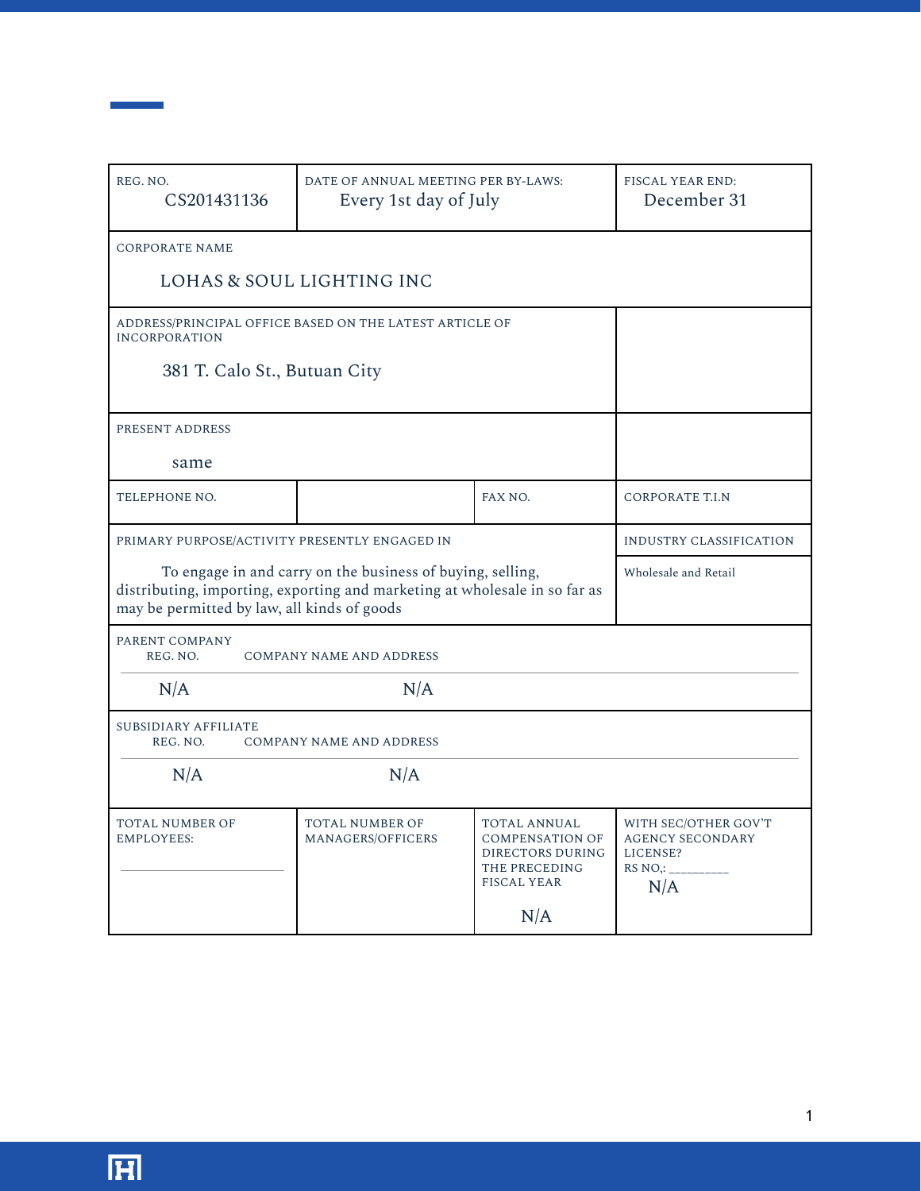| REG. NO. | DATE OF ANNUAL MEETING PER BY-LAWS: | | FISCAL YEAR END: |
|---|---|---|---|
| CS201431136 | Every 1st day of July | | December 31 |
| CORPORATE NAME<br><br>LOHAS & SOUL LIGHTING INC | | | |
| ADDRESS/PRINCIPAL OFFICE BASED ON THE LATEST ARTICLE OF INCORPORATION<br><br>381 T. Calo St., Butuan City | | | |
| PRESENT ADDRESS<br><br>same | | | |
| TELEPHONE NO. | | FAX NO. | CORPORATE T.I.N |
| PRIMARY PURPOSE/ACTIVITY PRESENTLY ENGAGED IN<br><br>To engage in and carry on the business of buying, selling, distributing, importing, exporting and marketing at wholesale in so far as may be permitted by law, all kinds of goods | | | INDUSTRY CLASSIFICATION<br><br>Wholesale and Retail |
| PARENT COMPANY<br>REG. NO.: N/A | COMPANY NAME AND ADDRESS: N/A | | |
| SUBSIDIARY AFFILIATE<br>REG. NO.: N/A | COMPANY NAME AND ADDRESS: N/A | | |
| TOTAL NUMBER OF EMPLOYEES: | TOTAL NUMBER OF MANAGERS/OFFICERS | TOTAL ANNUAL COMPENSATION OF DIRECTORS DURING THE PRECEDING FISCAL YEAR<br><br>N/A | WITH SEC/OTHER GOV'T AGENCY SECONDARY LICENSE?<br>RS NO,: _________<br>N/A |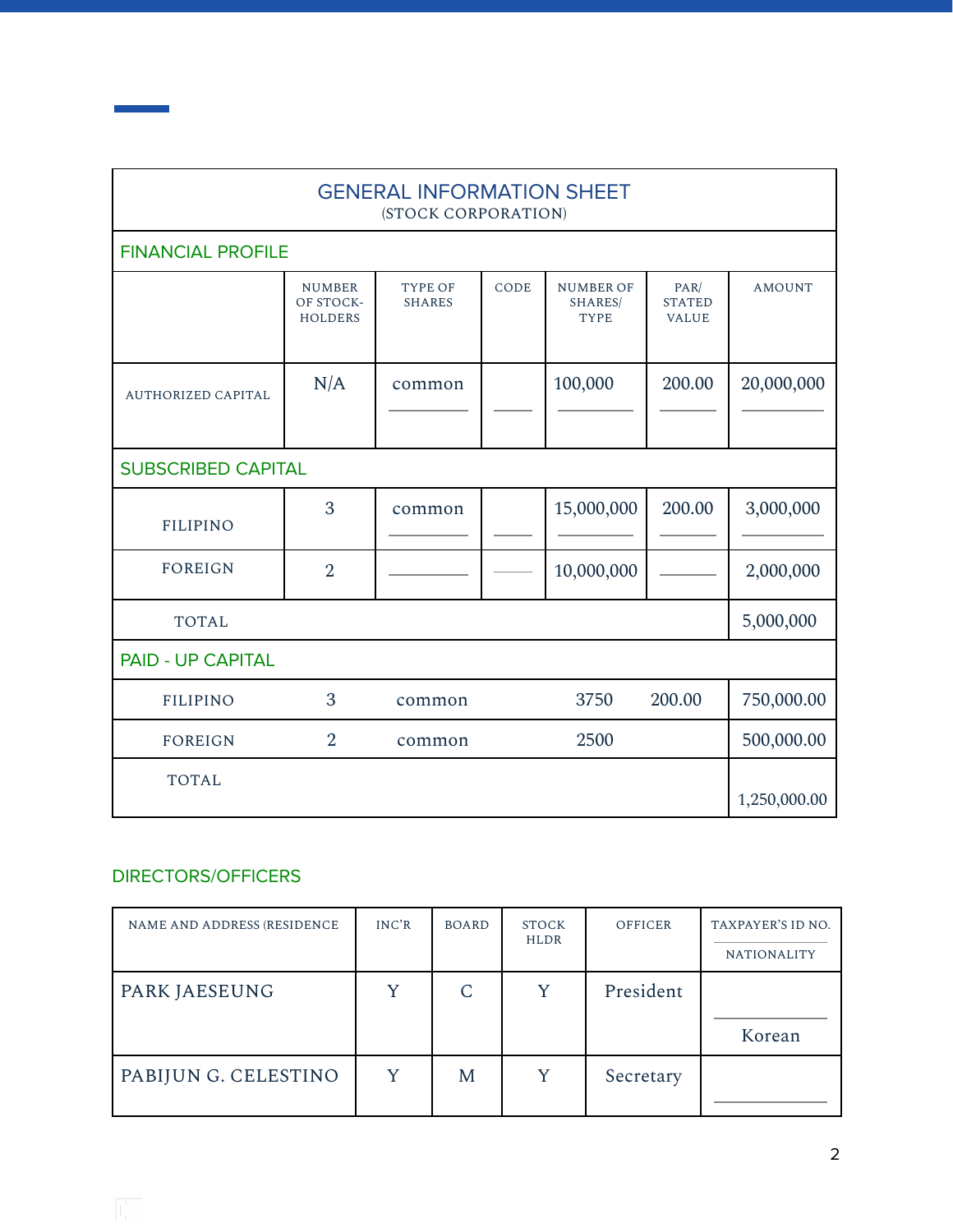## GENERAL INFORMATION SHEET
(STOCK CORPORATION)

### FINANCIAL PROFILE

| | NUMBER OF STOCK-HOLDERS | TYPE OF SHARES | CODE | NUMBER OF SHARES/ TYPE | PAR/ STATED VALUE | AMOUNT |
|---|---|---|---|---|---|---|
| AUTHORIZED CAPITAL | N/A | common | | 100,000 | 200.00 | 20,000,000 |
| **SUBSCRIBED CAPITAL** | | | | | | |
| FILIPINO | 3 | common | | 15,000,000 | 200.00 | 3,000,000 |
| FOREIGN | 2 | | | 10,000,000 | | 2,000,000 |
| TOTAL | | | | | | 5,000,000 |
| **PAID - UP CAPITAL** | | | | | | |
| FILIPINO | 3 | common | | 3750 | 200.00 | 750,000.00 |
| FOREIGN | 2 | common | | 2500 | | 500,000.00 |
| TOTAL | | | | | | 1,250,000.00 |

### DIRECTORS/OFFICERS

| NAME AND ADDRESS (RESIDENCE | INC'R | BOARD | STOCK HLDR | OFFICER | TAXPAYER'S ID NO. / NATIONALITY |
|---|---|---|---|---|---|
| PARK JAESEUNG | Y | C | Y | President | Korean |
| PABIJUN G. CELESTINO | Y | M | Y | Secretary | |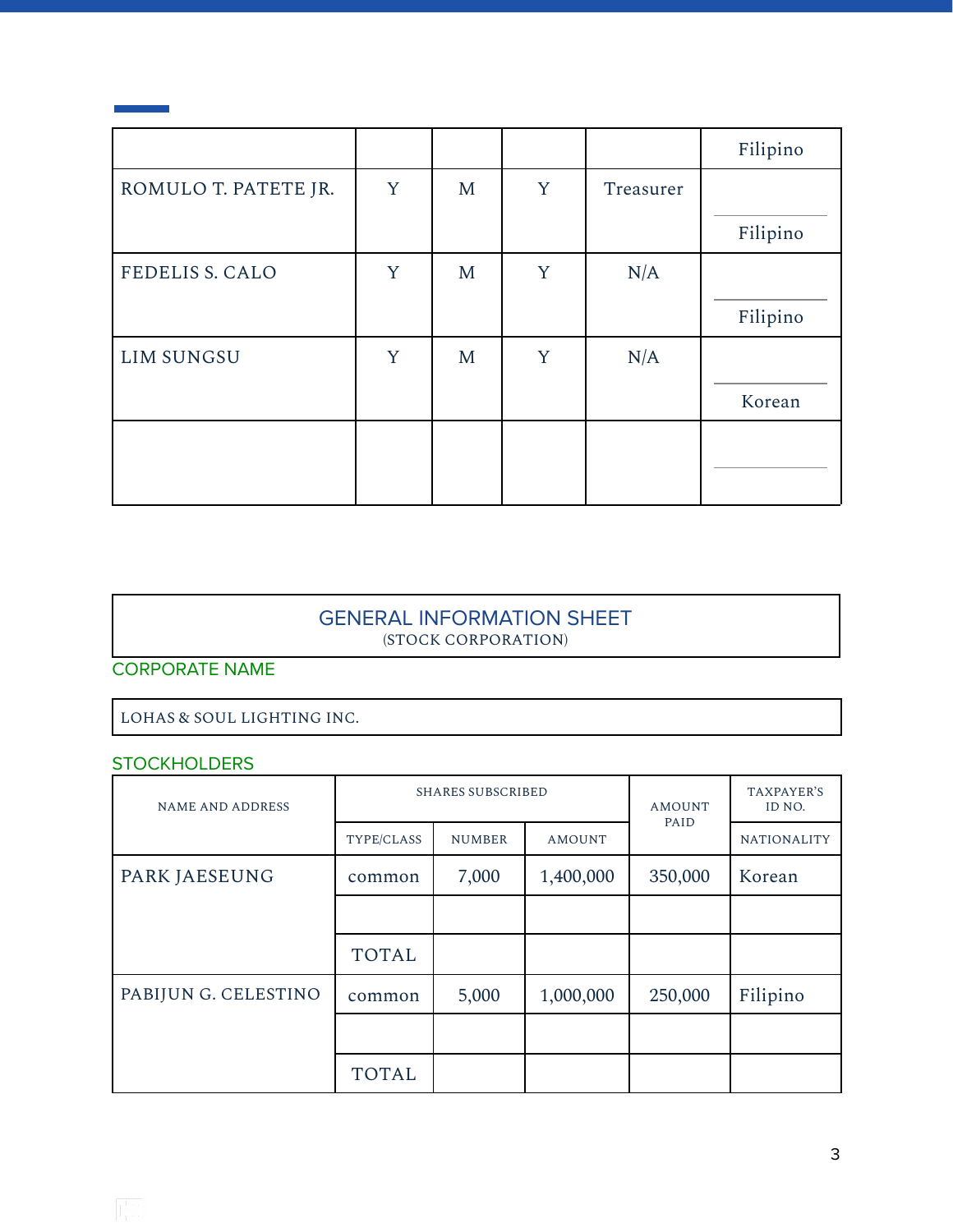| | | | | | |
|---|---|---|---|---|---|
| | | | | | Filipino |
| ROMULO T. PATETE JR. | Y | M | Y | Treasurer | Filipino |
| FEDELIS S. CALO | Y | M | Y | N/A | Filipino |
| LIM SUNGSU | Y | M | Y | N/A | Korean |
| | | | | | |

## GENERAL INFORMATION SHEET

(STOCK CORPORATION)

### CORPORATE NAME

LOHAS & SOUL LIGHTING INC.

### STOCKHOLDERS

| NAME AND ADDRESS | SHARES SUBSCRIBED | | | AMOUNT PAID | TAXPAYER'S ID NO. |
|---|---|---|---|---|---|
| | TYPE/CLASS | NUMBER | AMOUNT | | NATIONALITY |
| PARK JAESEUNG | common | 7,000 | 1,400,000 | 350,000 | Korean |
| | | | | | |
| | TOTAL | | | | |
| PABIJUN G. CELESTINO | common | 5,000 | 1,000,000 | 250,000 | Filipino |
| | | | | | |
| | TOTAL | | | | |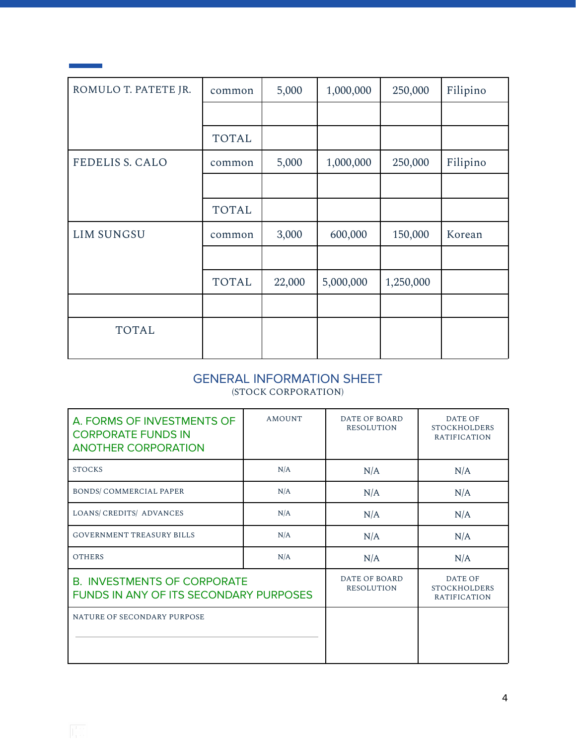| ROMULO T. PATETE JR. | common | 5,000 | 1,000,000 | 250,000 | Filipino |
|---|---|---|---|---|---|
| | | | | | |
| | TOTAL | | | | |
| FEDELIS S. CALO | common | 5,000 | 1,000,000 | 250,000 | Filipino |
| | | | | | |
| | TOTAL | | | | |
| LIM SUNGSU | common | 3,000 | 600,000 | 150,000 | Korean |
| | | | | | |
| | TOTAL | 22,000 | 5,000,000 | 1,250,000 | |
| | | | | | |
| TOTAL | | | | | |

## GENERAL INFORMATION SHEET

(STOCK CORPORATION)

| A. FORMS OF INVESTMENTS OF CORPORATE FUNDS IN ANOTHER CORPORATION | AMOUNT | DATE OF BOARD RESOLUTION | DATE OF STOCKHOLDERS RATIFICATION |
|---|---|---|---|
| STOCKS | N/A | N/A | N/A |
| BONDS/ COMMERCIAL PAPER | N/A | N/A | N/A |
| LOANS/ CREDITS/ ADVANCES | N/A | N/A | N/A |
| GOVERNMENT TREASURY BILLS | N/A | N/A | N/A |
| OTHERS | N/A | N/A | N/A |

| B. INVESTMENTS OF CORPORATE FUNDS IN ANY OF ITS SECONDARY PURPOSES | DATE OF BOARD RESOLUTION | DATE OF STOCKHOLDERS RATIFICATION |
|---|---|---|
| NATURE OF SECONDARY PURPOSE | | |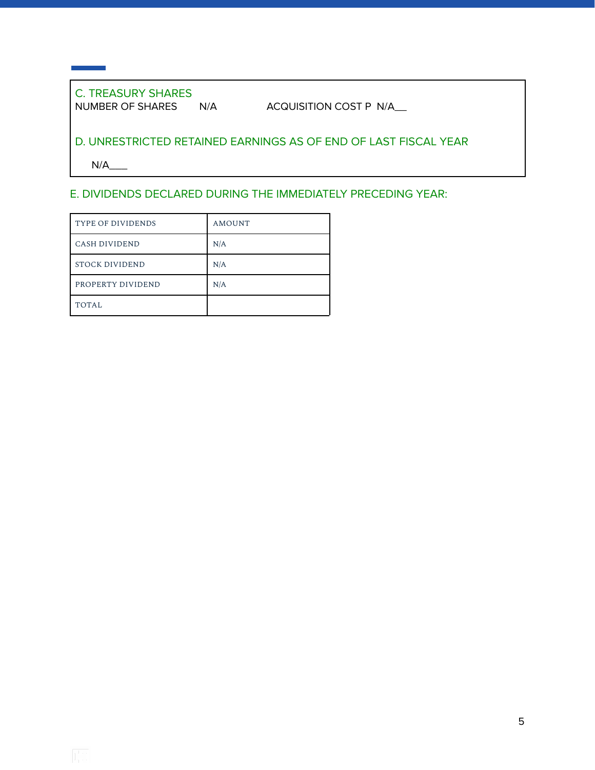## C. TREASURY SHARES

NUMBER OF SHARES N/A ACQUISITION COST P N/A__

## D. UNRESTRICTED RETAINED EARNINGS AS OF END OF LAST FISCAL YEAR

N/A___

## E. DIVIDENDS DECLARED DURING THE IMMEDIATELY PRECEDING YEAR:

| TYPE OF DIVIDENDS | AMOUNT |
|---|---|
| CASH DIVIDEND | N/A |
| STOCK DIVIDEND | N/A |
| PROPERTY DIVIDEND | N/A |
| TOTAL | |